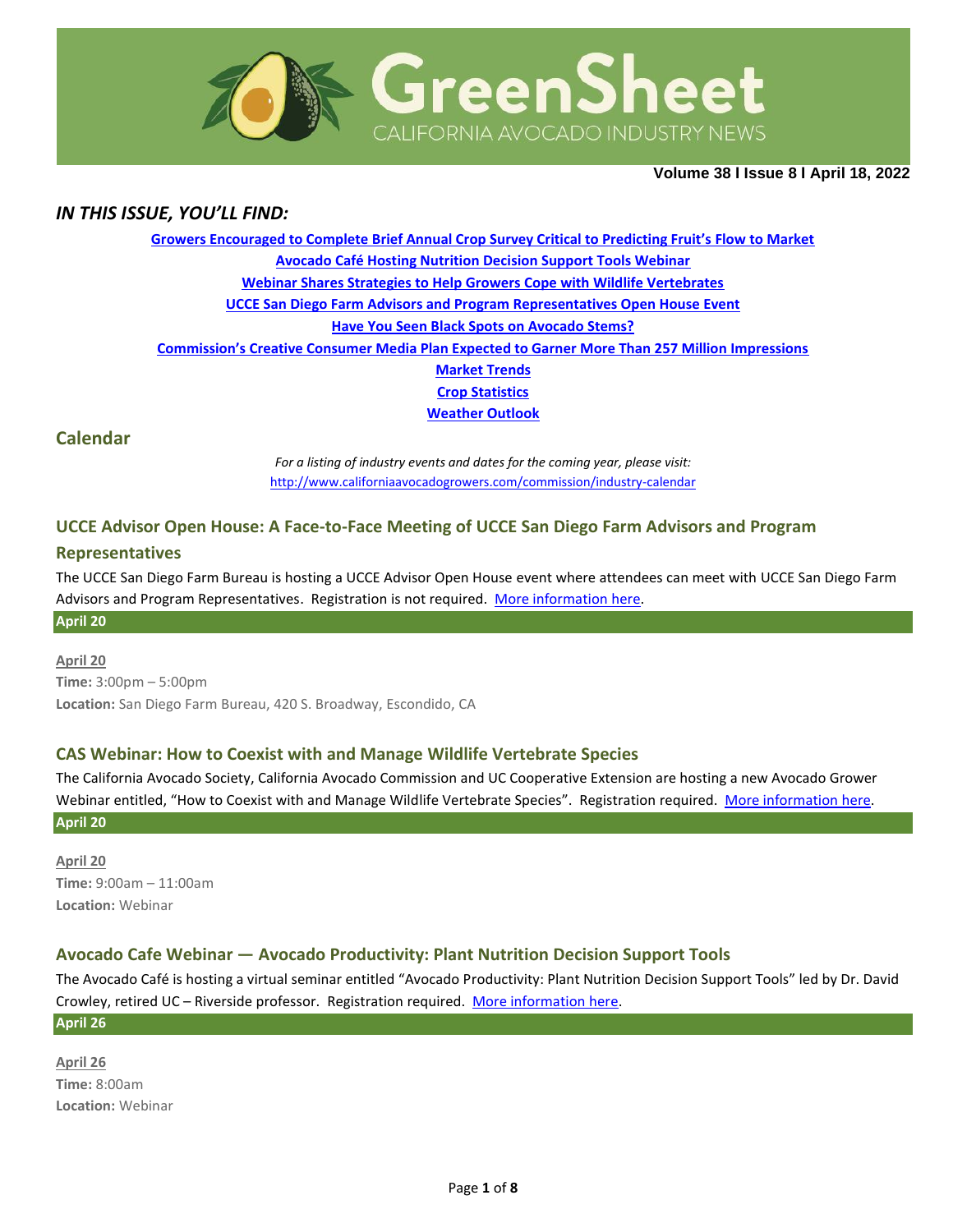# GreenSheet

CALIFORNIA AVOCADO INDUSTRY NEWS

**Volume 38 I Issue 8 I April 18, 2022**

## *IN THIS ISSUE, YOU'LL FIND:*

[Growers Encouraged to Complete Brief Annual Crop Survey Critical to Predicting Fruit's Flow to Market](#)

[Avocado Café Hosting Nutrition Decision Support Tools Webinar](#)

[Webinar Shares Strategies to Help Growers Cope with Wildlife Vertebrates](#)

[UCCE San Diego Farm Advisors and Program Representatives Open House Event](#)

[Have You Seen Black Spots on Avocado Stems?](#)

[Commission's Creative Consumer Media Plan Expected to Garner More Than 257 Million Impressions](#)

[Market Trends](#)

[Crop Statistics](#)

[Weather Outlook](#)

## Calendar

*For a listing of industry events and dates for the coming year, please visit:*
[http://www.californiaavocadogrowers.com/commission/industry-calendar](http://www.californiaavocadogrowers.com/commission/industry-calendar)

### UCCE Advisor Open House: A Face-to-Face Meeting of UCCE San Diego Farm Advisors and Program Representatives

The UCCE San Diego Farm Bureau is hosting a UCCE Advisor Open House event where attendees can meet with UCCE San Diego Farm Advisors and Program Representatives. Registration is not required. [More information here](#).

**April 20**

April 20
**Time:** 3:00pm – 5:00pm
**Location:** San Diego Farm Bureau, 420 S. Broadway, Escondido, CA

### CAS Webinar: How to Coexist with and Manage Wildlife Vertebrate Species

The California Avocado Society, California Avocado Commission and UC Cooperative Extension are hosting a new Avocado Grower Webinar entitled, "How to Coexist with and Manage Wildlife Vertebrate Species". Registration required. [More information here](#).

**April 20**

April 20
**Time:** 9:00am – 11:00am
**Location:** Webinar

### Avocado Cafe Webinar — Avocado Productivity: Plant Nutrition Decision Support Tools

The Avocado Café is hosting a virtual seminar entitled "Avocado Productivity: Plant Nutrition Decision Support Tools" led by Dr. David Crowley, retired UC – Riverside professor. Registration required. [More information here](#).

**April 26**

April 26
**Time:** 8:00am
**Location:** Webinar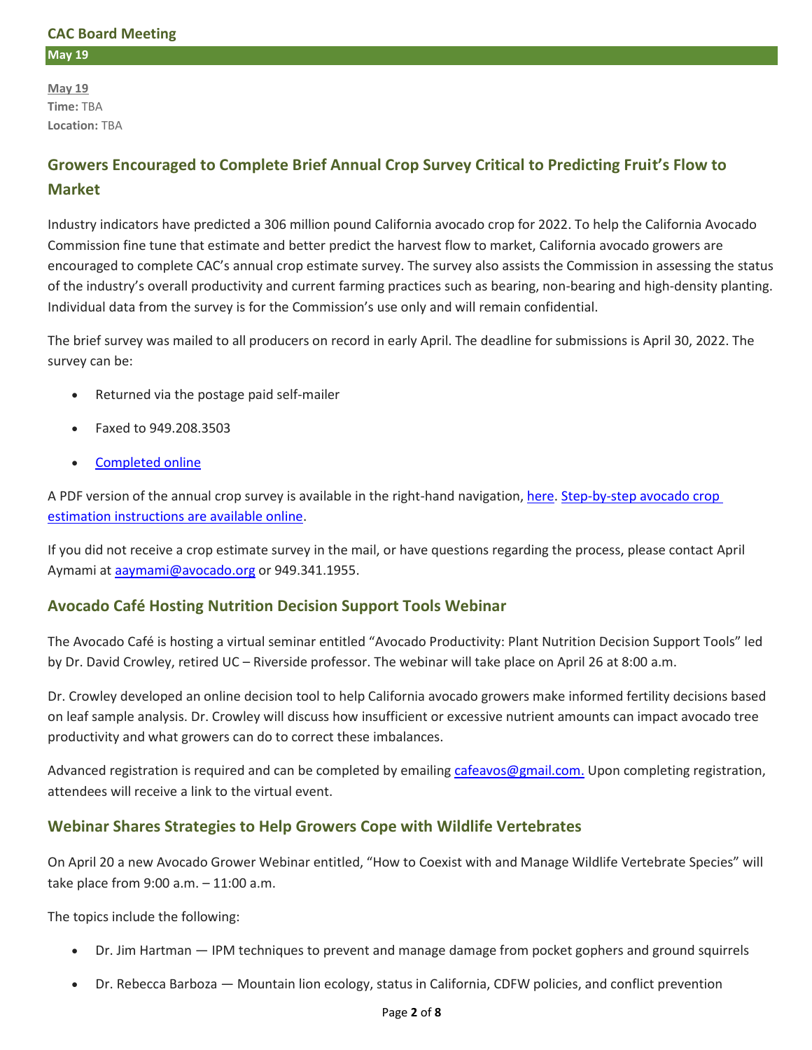### CAC Board Meeting

**May 19**

**May 19**
**Time:** TBA
**Location:** TBA

## Growers Encouraged to Complete Brief Annual Crop Survey Critical to Predicting Fruit's Flow to Market

Industry indicators have predicted a 306 million pound California avocado crop for 2022. To help the California Avocado Commission fine tune that estimate and better predict the harvest flow to market, California avocado growers are encouraged to complete CAC's annual crop estimate survey. The survey also assists the Commission in assessing the status of the industry's overall productivity and current farming practices such as bearing, non-bearing and high-density planting. Individual data from the survey is for the Commission's use only and will remain confidential.

The brief survey was mailed to all producers on record in early April. The deadline for submissions is April 30, 2022. The survey can be:

- Returned via the postage paid self-mailer
- Faxed to 949.208.3503
- Completed online

A PDF version of the annual crop survey is available in the right-hand navigation, here. Step-by-step avocado crop estimation instructions are available online.

If you did not receive a crop estimate survey in the mail, or have questions regarding the process, please contact April Aymami at aaymami@avocado.org or 949.341.1955.

## Avocado Café Hosting Nutrition Decision Support Tools Webinar

The Avocado Café is hosting a virtual seminar entitled "Avocado Productivity: Plant Nutrition Decision Support Tools" led by Dr. David Crowley, retired UC – Riverside professor. The webinar will take place on April 26 at 8:00 a.m.

Dr. Crowley developed an online decision tool to help California avocado growers make informed fertility decisions based on leaf sample analysis. Dr. Crowley will discuss how insufficient or excessive nutrient amounts can impact avocado tree productivity and what growers can do to correct these imbalances.

Advanced registration is required and can be completed by emailing cafeavos@gmail.com. Upon completing registration, attendees will receive a link to the virtual event.

## Webinar Shares Strategies to Help Growers Cope with Wildlife Vertebrates

On April 20 a new Avocado Grower Webinar entitled, "How to Coexist with and Manage Wildlife Vertebrate Species" will take place from 9:00 a.m. – 11:00 a.m.

The topics include the following:

- Dr. Jim Hartman — IPM techniques to prevent and manage damage from pocket gophers and ground squirrels
- Dr. Rebecca Barboza — Mountain lion ecology, status in California, CDFW policies, and conflict prevention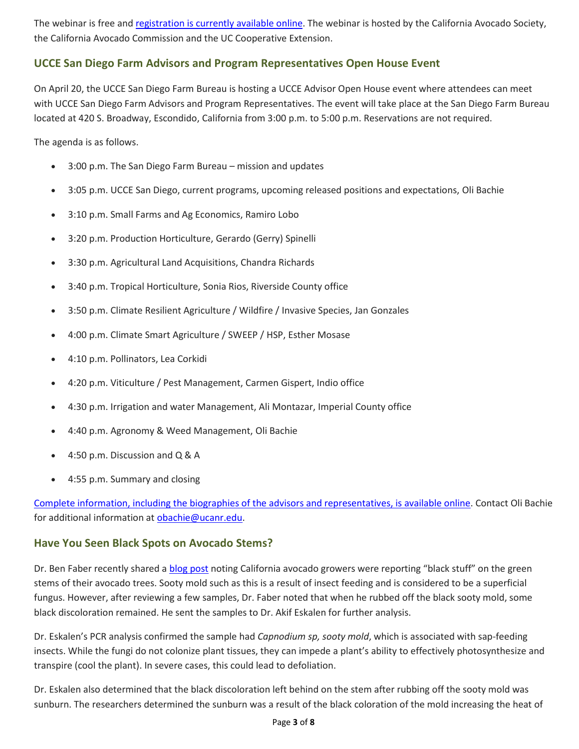The webinar is free and [registration is currently available online](). The webinar is hosted by the California Avocado Society, the California Avocado Commission and the UC Cooperative Extension.

## UCCE San Diego Farm Advisors and Program Representatives Open House Event

On April 20, the UCCE San Diego Farm Bureau is hosting a UCCE Advisor Open House event where attendees can meet with UCCE San Diego Farm Advisors and Program Representatives. The event will take place at the San Diego Farm Bureau located at 420 S. Broadway, Escondido, California from 3:00 p.m. to 5:00 p.m. Reservations are not required.

The agenda is as follows.

- 3:00 p.m. The San Diego Farm Bureau – mission and updates
- 3:05 p.m. UCCE San Diego, current programs, upcoming released positions and expectations, Oli Bachie
- 3:10 p.m. Small Farms and Ag Economics, Ramiro Lobo
- 3:20 p.m. Production Horticulture, Gerardo (Gerry) Spinelli
- 3:30 p.m. Agricultural Land Acquisitions, Chandra Richards
- 3:40 p.m. Tropical Horticulture, Sonia Rios, Riverside County office
- 3:50 p.m. Climate Resilient Agriculture / Wildfire / Invasive Species, Jan Gonzales
- 4:00 p.m. Climate Smart Agriculture / SWEEP / HSP, Esther Mosase
- 4:10 p.m. Pollinators, Lea Corkidi
- 4:20 p.m. Viticulture / Pest Management, Carmen Gispert, Indio office
- 4:30 p.m. Irrigation and water Management, Ali Montazar, Imperial County office
- 4:40 p.m. Agronomy & Weed Management, Oli Bachie
- 4:50 p.m. Discussion and Q & A
- 4:55 p.m. Summary and closing

[Complete information, including the biographies of the advisors and representatives, is available online](). Contact Oli Bachie for additional information at [obachie@ucanr.edu](mailto:obachie@ucanr.edu).

## Have You Seen Black Spots on Avocado Stems?

Dr. Ben Faber recently shared a [blog post]() noting California avocado growers were reporting "black stuff" on the green stems of their avocado trees. Sooty mold such as this is a result of insect feeding and is considered to be a superficial fungus. However, after reviewing a few samples, Dr. Faber noted that when he rubbed off the black sooty mold, some black discoloration remained. He sent the samples to Dr. Akif Eskalen for further analysis.

Dr. Eskalen's PCR analysis confirmed the sample had *Capnodium sp, sooty mold*, which is associated with sap-feeding insects. While the fungi do not colonize plant tissues, they can impede a plant's ability to effectively photosynthesize and transpire (cool the plant). In severe cases, this could lead to defoliation.

Dr. Eskalen also determined that the black discoloration left behind on the stem after rubbing off the sooty mold was sunburn. The researchers determined the sunburn was a result of the black coloration of the mold increasing the heat of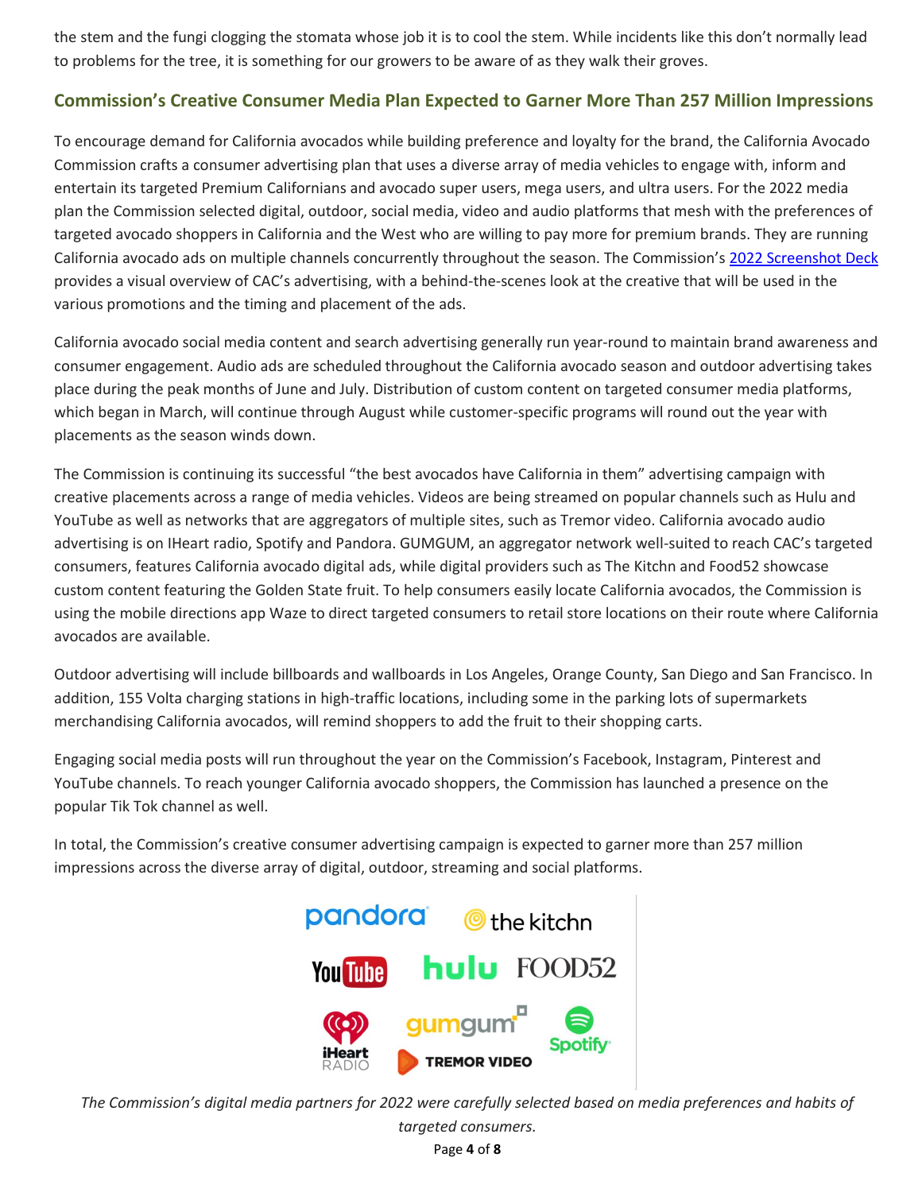the stem and the fungi clogging the stomata whose job it is to cool the stem. While incidents like this don't normally lead to problems for the tree, it is something for our growers to be aware of as they walk their groves.

## Commission's Creative Consumer Media Plan Expected to Garner More Than 257 Million Impressions

To encourage demand for California avocados while building preference and loyalty for the brand, the California Avocado Commission crafts a consumer advertising plan that uses a diverse array of media vehicles to engage with, inform and entertain its targeted Premium Californians and avocado super users, mega users, and ultra users. For the 2022 media plan the Commission selected digital, outdoor, social media, video and audio platforms that mesh with the preferences of targeted avocado shoppers in California and the West who are willing to pay more for premium brands. They are running California avocado ads on multiple channels concurrently throughout the season. The Commission's 2022 Screenshot Deck provides a visual overview of CAC's advertising, with a behind-the-scenes look at the creative that will be used in the various promotions and the timing and placement of the ads.

California avocado social media content and search advertising generally run year-round to maintain brand awareness and consumer engagement. Audio ads are scheduled throughout the California avocado season and outdoor advertising takes place during the peak months of June and July. Distribution of custom content on targeted consumer media platforms, which began in March, will continue through August while customer-specific programs will round out the year with placements as the season winds down.

The Commission is continuing its successful "the best avocados have California in them" advertising campaign with creative placements across a range of media vehicles. Videos are being streamed on popular channels such as Hulu and YouTube as well as networks that are aggregators of multiple sites, such as Tremor video. California avocado audio advertising is on IHeart radio, Spotify and Pandora. GUMGUM, an aggregator network well-suited to reach CAC's targeted consumers, features California avocado digital ads, while digital providers such as The Kitchn and Food52 showcase custom content featuring the Golden State fruit. To help consumers easily locate California avocados, the Commission is using the mobile directions app Waze to direct targeted consumers to retail store locations on their route where California avocados are available.

Outdoor advertising will include billboards and wallboards in Los Angeles, Orange County, San Diego and San Francisco. In addition, 155 Volta charging stations in high-traffic locations, including some in the parking lots of supermarkets merchandising California avocados, will remind shoppers to add the fruit to their shopping carts.

Engaging social media posts will run throughout the year on the Commission's Facebook, Instagram, Pinterest and YouTube channels. To reach younger California avocado shoppers, the Commission has launched a presence on the popular Tik Tok channel as well.

In total, the Commission's creative consumer advertising campaign is expected to garner more than 257 million impressions across the diverse array of digital, outdoor, streaming and social platforms.

*The Commission's digital media partners for 2022 were carefully selected based on media preferences and habits of targeted consumers.*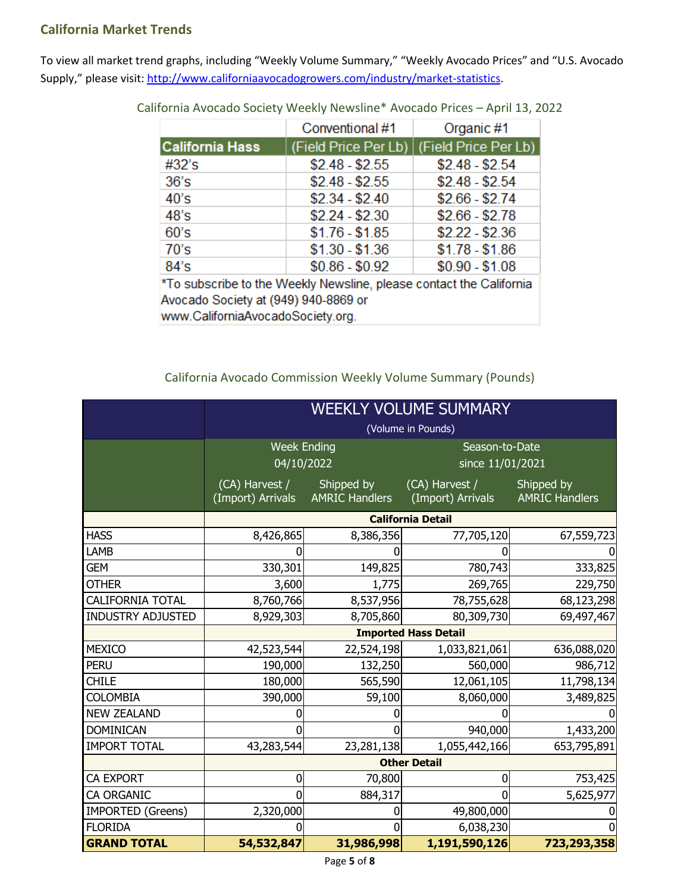## California Market Trends

To view all market trend graphs, including "Weekly Volume Summary," "Weekly Avocado Prices" and "U.S. Avocado Supply," please visit: http://www.californiaavocadogrowers.com/industry/market-statistics.

California Avocado Society Weekly Newsline* Avocado Prices – April 13, 2022

| | Conventional #1 | Organic #1 |
|---|---|---|
| **California Hass** | (Field Price Per Lb) | (Field Price Per Lb) |
| #32's | $2.48 - $2.55 | $2.48 - $2.54 |
| 36's | $2.48 - $2.55 | $2.48 - $2.54 |
| 40's | $2.34 - $2.40 | $2.66 - $2.74 |
| 48's | $2.24 - $2.30 | $2.66 - $2.78 |
| 60's | $1.76 - $1.85 | $2.22 - $2.36 |
| 70's | $1.30 - $1.36 | $1.78 - $1.86 |
| 84's | $0.86 - $0.92 | $0.90 - $1.08 |

*To subscribe to the Weekly Newsline, please contact the California Avocado Society at (949) 940-8869 or www.CaliforniaAvocadoSociety.org.

California Avocado Commission Weekly Volume Summary (Pounds)

| | WEEKLY VOLUME SUMMARY (Volume in Pounds) | | | |
|---|---|---|---|---|
| | Week Ending 04/10/2022 | | Season-to-Date since 11/01/2021 | |
| | (CA) Harvest / (Import) Arrivals | Shipped by AMRIC Handlers | (CA) Harvest / (Import) Arrivals | Shipped by AMRIC Handlers |
| | **California Detail** | | | |
| HASS | 8,426,865 | 8,386,356 | 77,705,120 | 67,559,723 |
| LAMB | 0 | 0 | 0 | 0 |
| GEM | 330,301 | 149,825 | 780,743 | 333,825 |
| OTHER | 3,600 | 1,775 | 269,765 | 229,750 |
| CALIFORNIA TOTAL | 8,760,766 | 8,537,956 | 78,755,628 | 68,123,298 |
| INDUSTRY ADJUSTED | 8,929,303 | 8,705,860 | 80,309,730 | 69,497,467 |
| | **Imported Hass Detail** | | | |
| MEXICO | 42,523,544 | 22,524,198 | 1,033,821,061 | 636,088,020 |
| PERU | 190,000 | 132,250 | 560,000 | 986,712 |
| CHILE | 180,000 | 565,590 | 12,061,105 | 11,798,134 |
| COLOMBIA | 390,000 | 59,100 | 8,060,000 | 3,489,825 |
| NEW ZEALAND | 0 | 0 | 0 | 0 |
| DOMINICAN | 0 | 0 | 940,000 | 1,433,200 |
| IMPORT TOTAL | 43,283,544 | 23,281,138 | 1,055,442,166 | 653,795,891 |
| | **Other Detail** | | | |
| CA EXPORT | 0 | 70,800 | 0 | 753,425 |
| CA ORGANIC | 0 | 884,317 | 0 | 5,625,977 |
| IMPORTED (Greens) | 2,320,000 | 0 | 49,800,000 | 0 |
| FLORIDA | 0 | 0 | 6,038,230 | 0 |
| **GRAND TOTAL** | **54,532,847** | **31,986,998** | **1,191,590,126** | **723,293,358** |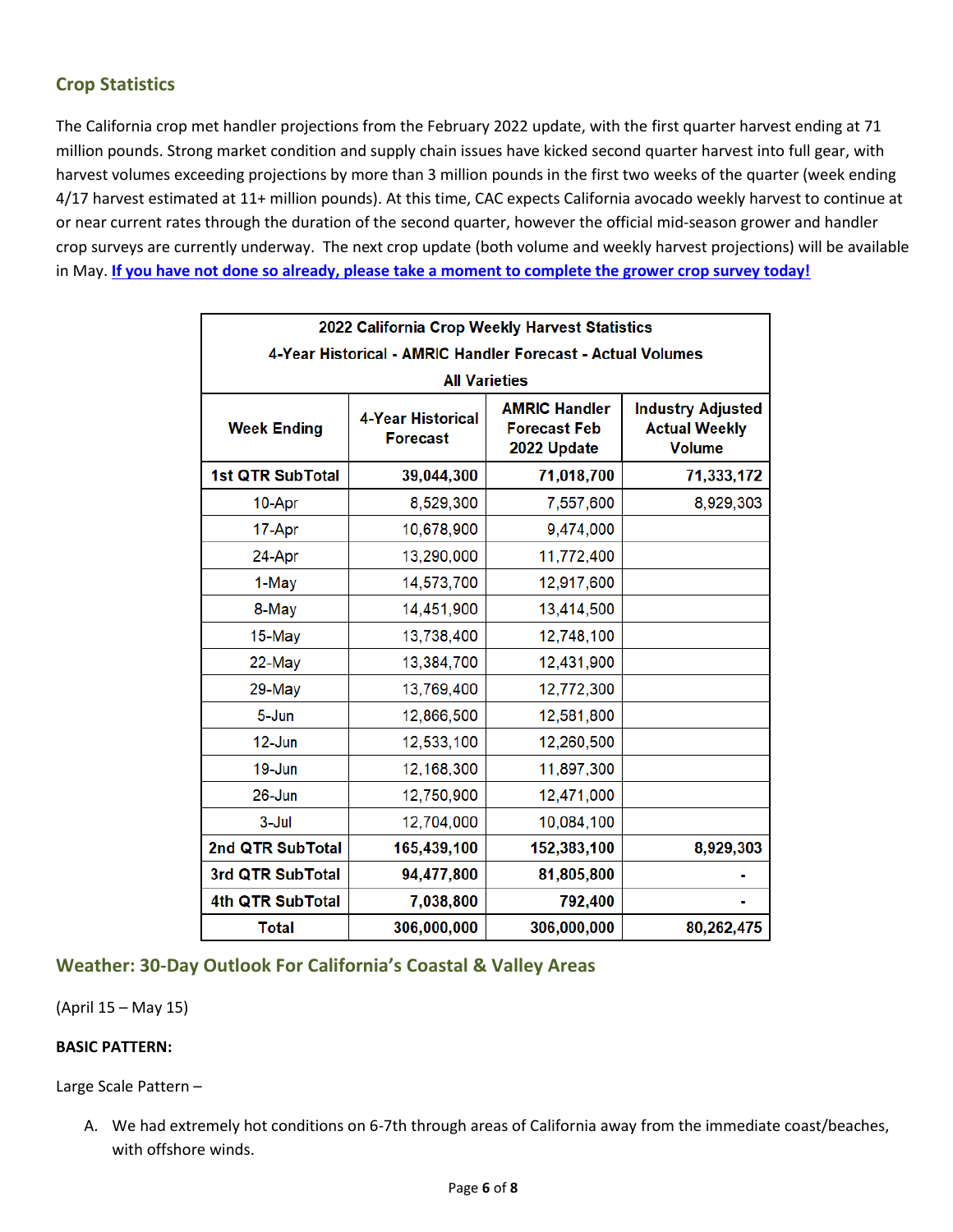## Crop Statistics

The California crop met handler projections from the February 2022 update, with the first quarter harvest ending at 71 million pounds. Strong market condition and supply chain issues have kicked second quarter harvest into full gear, with harvest volumes exceeding projections by more than 3 million pounds in the first two weeks of the quarter (week ending 4/17 harvest estimated at 11+ million pounds). At this time, CAC expects California avocado weekly harvest to continue at or near current rates through the duration of the second quarter, however the official mid-season grower and handler crop surveys are currently underway. The next crop update (both volume and weekly harvest projections) will be available in May. **If you have not done so already, please take a moment to complete the grower crop survey today!**

| 2022 California Crop Weekly Harvest Statistics<br>4-Year Historical - AMRIC Handler Forecast - Actual Volumes<br>All Varieties | | | |
|---|---|---|---|
| **Week Ending** | **4-Year Historical Forecast** | **AMRIC Handler Forecast Feb 2022 Update** | **Industry Adjusted Actual Weekly Volume** |
| **1st QTR SubTotal** | **39,044,300** | **71,018,700** | **71,333,172** |
| 10-Apr | 8,529,300 | 7,557,600 | 8,929,303 |
| 17-Apr | 10,678,900 | 9,474,000 | |
| 24-Apr | 13,290,000 | 11,772,400 | |
| 1-May | 14,573,700 | 12,917,600 | |
| 8-May | 14,451,900 | 13,414,500 | |
| 15-May | 13,738,400 | 12,748,100 | |
| 22-May | 13,384,700 | 12,431,900 | |
| 29-May | 13,769,400 | 12,772,300 | |
| 5-Jun | 12,866,500 | 12,581,800 | |
| 12-Jun | 12,533,100 | 12,260,500 | |
| 19-Jun | 12,168,300 | 11,897,300 | |
| 26-Jun | 12,750,900 | 12,471,000 | |
| 3-Jul | 12,704,000 | 10,084,100 | |
| **2nd QTR SubTotal** | **165,439,100** | **152,383,100** | **8,929,303** |
| **3rd QTR SubTotal** | **94,477,800** | **81,805,800** | **-** |
| **4th QTR SubTotal** | **7,038,800** | **792,400** | **-** |
| **Total** | **306,000,000** | **306,000,000** | **80,262,475** |

## Weather: 30-Day Outlook For California's Coastal & Valley Areas

(April 15 – May 15)

**BASIC PATTERN:**

Large Scale Pattern –

A. We had extremely hot conditions on 6-7th through areas of California away from the immediate coast/beaches, with offshore winds.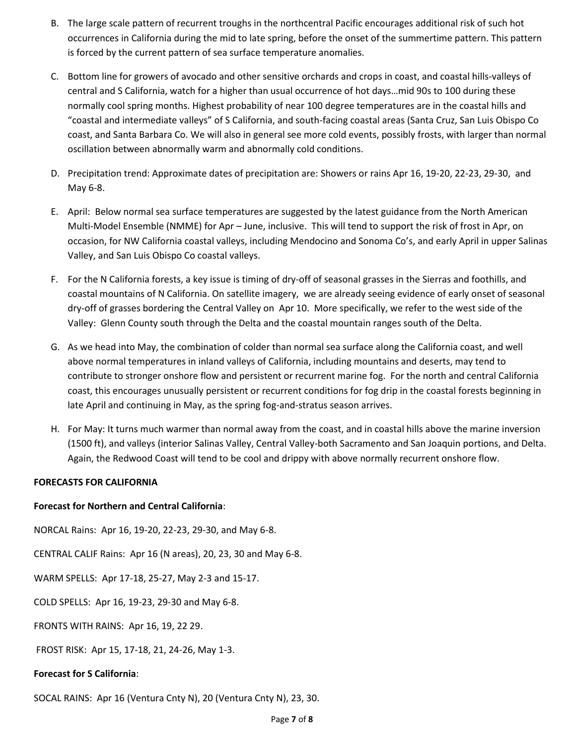B. The large scale pattern of recurrent troughs in the northcentral Pacific encourages additional risk of such hot occurrences in California during the mid to late spring, before the onset of the summertime pattern. This pattern is forced by the current pattern of sea surface temperature anomalies.

C. Bottom line for growers of avocado and other sensitive orchards and crops in coast, and coastal hills-valleys of central and S California, watch for a higher than usual occurrence of hot days…mid 90s to 100 during these normally cool spring months. Highest probability of near 100 degree temperatures are in the coastal hills and "coastal and intermediate valleys" of S California, and south-facing coastal areas (Santa Cruz, San Luis Obispo Co coast, and Santa Barbara Co. We will also in general see more cold events, possibly frosts, with larger than normal oscillation between abnormally warm and abnormally cold conditions.

D. Precipitation trend: Approximate dates of precipitation are: Showers or rains Apr 16, 19-20, 22-23, 29-30, and May 6-8.

E. April: Below normal sea surface temperatures are suggested by the latest guidance from the North American Multi-Model Ensemble (NMME) for Apr – June, inclusive. This will tend to support the risk of frost in Apr, on occasion, for NW California coastal valleys, including Mendocino and Sonoma Co's, and early April in upper Salinas Valley, and San Luis Obispo Co coastal valleys.

F. For the N California forests, a key issue is timing of dry-off of seasonal grasses in the Sierras and foothills, and coastal mountains of N California. On satellite imagery, we are already seeing evidence of early onset of seasonal dry-off of grasses bordering the Central Valley on Apr 10. More specifically, we refer to the west side of the Valley: Glenn County south through the Delta and the coastal mountain ranges south of the Delta.

G. As we head into May, the combination of colder than normal sea surface along the California coast, and well above normal temperatures in inland valleys of California, including mountains and deserts, may tend to contribute to stronger onshore flow and persistent or recurrent marine fog. For the north and central California coast, this encourages unusually persistent or recurrent conditions for fog drip in the coastal forests beginning in late April and continuing in May, as the spring fog-and-stratus season arrives.

H. For May: It turns much warmer than normal away from the coast, and in coastal hills above the marine inversion (1500 ft), and valleys (interior Salinas Valley, Central Valley-both Sacramento and San Joaquin portions, and Delta. Again, the Redwood Coast will tend to be cool and drippy with above normally recurrent onshore flow.

**FORECASTS FOR CALIFORNIA**

**Forecast for Northern and Central California**:

NORCAL Rains: Apr 16, 19-20, 22-23, 29-30, and May 6-8.

CENTRAL CALIF Rains: Apr 16 (N areas), 20, 23, 30 and May 6-8.

WARM SPELLS: Apr 17-18, 25-27, May 2-3 and 15-17.

COLD SPELLS: Apr 16, 19-23, 29-30 and May 6-8.

FRONTS WITH RAINS: Apr 16, 19, 22 29.

FROST RISK: Apr 15, 17-18, 21, 24-26, May 1-3.

**Forecast for S California**:

SOCAL RAINS: Apr 16 (Ventura Cnty N), 20 (Ventura Cnty N), 23, 30.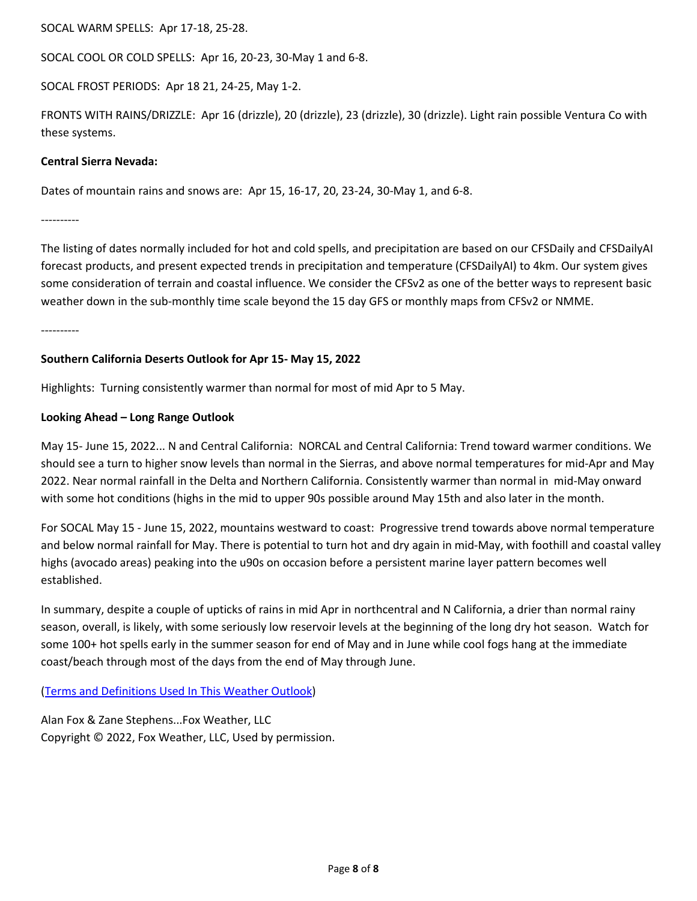SOCAL WARM SPELLS: Apr 17-18, 25-28.

SOCAL COOL OR COLD SPELLS: Apr 16, 20-23, 30-May 1 and 6-8.

SOCAL FROST PERIODS: Apr 18 21, 24-25, May 1-2.

FRONTS WITH RAINS/DRIZZLE: Apr 16 (drizzle), 20 (drizzle), 23 (drizzle), 30 (drizzle). Light rain possible Ventura Co with these systems.

**Central Sierra Nevada:**

Dates of mountain rains and snows are: Apr 15, 16-17, 20, 23-24, 30-May 1, and 6-8.

----------

The listing of dates normally included for hot and cold spells, and precipitation are based on our CFSDaily and CFSDailyAI forecast products, and present expected trends in precipitation and temperature (CFSDailyAI) to 4km. Our system gives some consideration of terrain and coastal influence. We consider the CFSv2 as one of the better ways to represent basic weather down in the sub-monthly time scale beyond the 15 day GFS or monthly maps from CFSv2 or NMME.

----------

**Southern California Deserts Outlook for Apr 15- May 15, 2022**

Highlights: Turning consistently warmer than normal for most of mid Apr to 5 May.

**Looking Ahead – Long Range Outlook**

May 15- June 15, 2022... N and Central California: NORCAL and Central California: Trend toward warmer conditions. We should see a turn to higher snow levels than normal in the Sierras, and above normal temperatures for mid-Apr and May 2022. Near normal rainfall in the Delta and Northern California. Consistently warmer than normal in mid-May onward with some hot conditions (highs in the mid to upper 90s possible around May 15th and also later in the month.

For SOCAL May 15 - June 15, 2022, mountains westward to coast: Progressive trend towards above normal temperature and below normal rainfall for May. There is potential to turn hot and dry again in mid-May, with foothill and coastal valley highs (avocado areas) peaking into the u90s on occasion before a persistent marine layer pattern becomes well established.

In summary, despite a couple of upticks of rains in mid Apr in northcentral and N California, a drier than normal rainy season, overall, is likely, with some seriously low reservoir levels at the beginning of the long dry hot season. Watch for some 100+ hot spells early in the summer season for end of May and in June while cool fogs hang at the immediate coast/beach through most of the days from the end of May through June.

([Terms and Definitions Used In This Weather Outlook])

Alan Fox & Zane Stephens...Fox Weather, LLC
Copyright © 2022, Fox Weather, LLC, Used by permission.